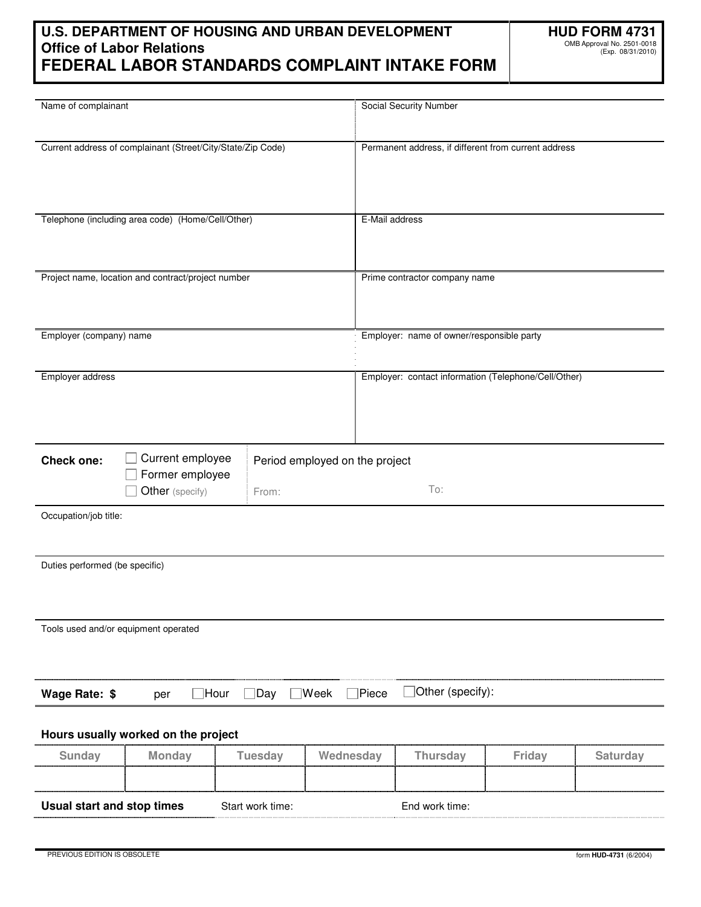# U.S. DEPARTMENT OF HOUSING AND URBAN DEVELOPMENT
## Office of Labor Relations
# FEDERAL LABOR STANDARDS COMPLAINT INTAKE FORM

**HUD FORM 4731**
OMB Approval No. 2501-0018
(Exp. 08/31/2010)

| Name of complainant | Social Security Number |
|---|---|
| Current address of complainant (Street/City/State/Zip Code) | Permanent address, if different from current address |
| Telephone (including area code) (Home/Cell/Other) | E-Mail address |
| Project name, location and contract/project number | Prime contractor company name |
| Employer (company) name | Employer: name of owner/responsible party |
| Employer address | Employer: contact information (Telephone/Cell/Other) |

**Check one:** ☐ Current employee ☐ Former employee ☐ Other (specify)

Period employed on the project From: To:

Occupation/job title:

Duties performed (be specific)

Tools used and/or equipment operated

**Wage Rate: $** per ☐Hour ☐Day ☐Week ☐Piece ☐Other (specify):

**Hours usually worked on the project**

| Sunday | Monday | Tuesday | Wednesday | Thursday | Friday | Saturday |
|---|---|---|---|---|---|---|
| | | | | | | |

**Usual start and stop times** Start work time: End work time:

PREVIOUS EDITION IS OBSOLETE

form **HUD-4731** (6/2004)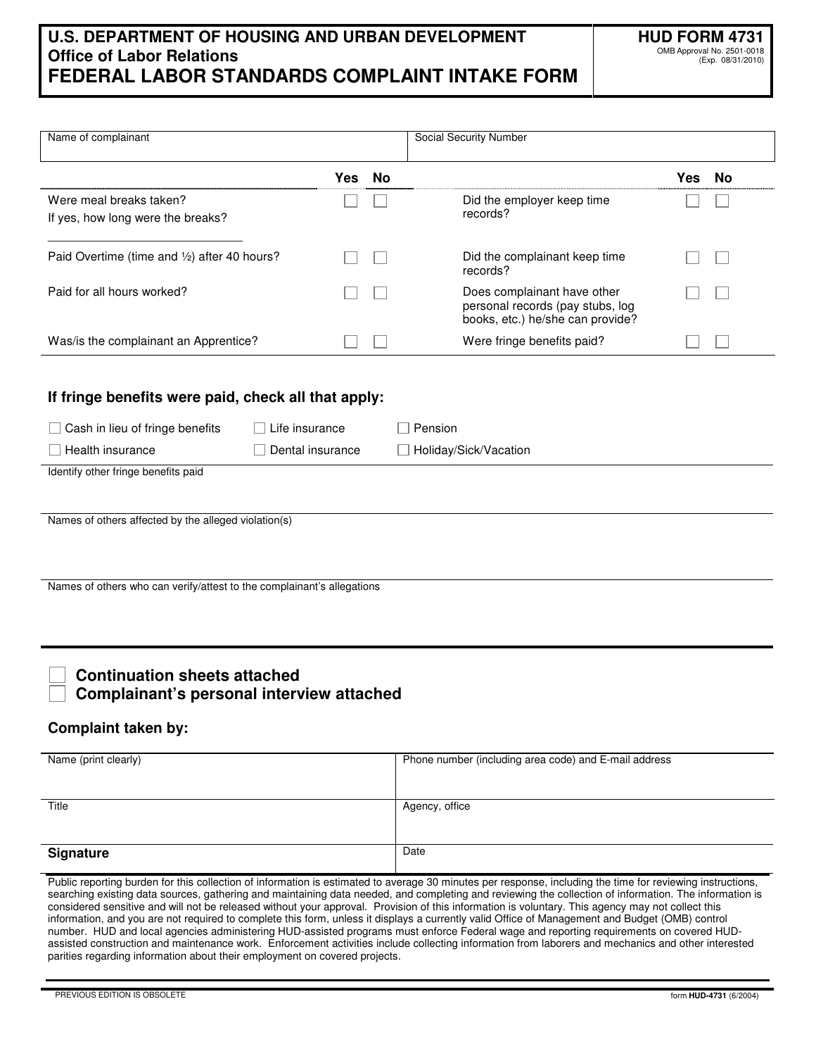# U.S. DEPARTMENT OF HOUSING AND URBAN DEVELOPMENT
## Office of Labor Relations
# FEDERAL LABOR STANDARDS COMPLAINT INTAKE FORM

**HUD FORM 4731**
OMB Approval No. 2501-0018
(Exp. 08/31/2010)

| Name of complainant | Social Security Number |
|---|---|
| | |

| | Yes | No | | Yes | No |
|---|---|---|---|---|---|
| Were meal breaks taken?<br>If yes, how long were the breaks? ______________ | ☐ | ☐ | Did the employer keep time records? | ☐ | ☐ |
| Paid Overtime (time and ½) after 40 hours? | ☐ | ☐ | Did the complainant keep time records? | ☐ | ☐ |
| Paid for all hours worked? | ☐ | ☐ | Does complainant have other personal records (pay stubs, log books, etc.) he/she can provide? | ☐ | ☐ |
| Was/is the complainant an Apprentice? | ☐ | ☐ | Were fringe benefits paid? | ☐ | ☐ |

### If fringe benefits were paid, check all that apply:

☐ Cash in lieu of fringe benefits ☐ Life insurance ☐ Pension
☐ Health insurance ☐ Dental insurance ☐ Holiday/Sick/Vacation

Identify other fringe benefits paid

Names of others affected by the alleged violation(s)

Names of others who can verify/attest to the complainant's allegations

☐ **Continuation sheets attached**
☐ **Complainant's personal interview attached**

### Complaint taken by:

| Name (print clearly) | Phone number (including area code) and E-mail address |
|---|---|
| Title | Agency, office |
| **Signature** | Date |

Public reporting burden for this collection of information is estimated to average 30 minutes per response, including the time for reviewing instructions, searching existing data sources, gathering and maintaining data needed, and completing and reviewing the collection of information. The information is considered sensitive and will not be released without your approval. Provision of this information is voluntary. This agency may not collect this information, and you are not required to complete this form, unless it displays a currently valid Office of Management and Budget (OMB) control number. HUD and local agencies administering HUD-assisted programs must enforce Federal wage and reporting requirements on covered HUD-assisted construction and maintenance work. Enforcement activities include collecting information from laborers and mechanics and other interested parities regarding information about their employment on covered projects.

PREVIOUS EDITION IS OBSOLETE

form **HUD-4731** (6/2004)